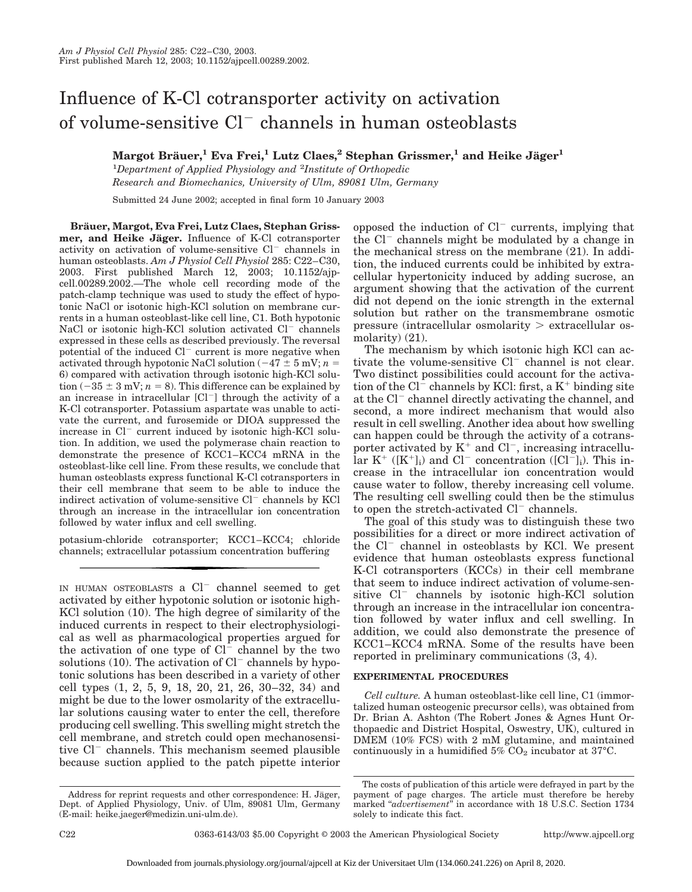# Influence of K-Cl cotransporter activity on activation of volume-sensitive $Cl^-$ channels in human osteoblasts

**Margot Bräuer,[1] Eva Frei,[1] Lutz Claes,[2] Stephan Grissmer,[1] and Heike Jäger[1]**

[1]*Department of Applied Physiology and* [2]*Institute of Orthopedic Research and Biomechanics, University of Ulm, 89081 Ulm, Germany*

Submitted 24 June 2002; accepted in final form 10 January 2003

**Bräuer, Margot, Eva Frei, Lutz Claes, Stephan Grissmer, and Heike Jäger.** Influence of K-Cl cotransporter activity on activation of volume-sensitive $Cl^-$ channels in human osteoblasts. *Am J Physiol Cell Physiol* 285: C22–C30, 2003. First published March 12, 2003; 10.1152/ajpcell.00289.2002.—The whole cell recording mode of the patch-clamp technique was used to study the effect of hypotonic NaCl or isotonic high-KCl solution on membrane currents in a human osteoblast-like cell line, C1. Both hypotonic NaCl or isotonic high-KCl solution activated $Cl^-$ channels expressed in these cells as described previously. The reversal potential of the induced $Cl^-$ current is more negative when activated through hypotonic NaCl solution ($-47 \pm 5$ mV; $n = 6$) compared with activation through isotonic high-KCl solution ($-35 \pm 3$ mV; $n = 8$). This difference can be explained by an increase in intracellular $[Cl^-]$ through the activity of a K-Cl cotransporter. Potassium aspartate was unable to activate the current, and furosemide or DIOA suppressed the increase in $Cl^-$ current induced by isotonic high-KCl solution. In addition, we used the polymerase chain reaction to demonstrate the presence of KCC1–KCC4 mRNA in the osteoblast-like cell line. From these results, we conclude that human osteoblasts express functional K-Cl cotransporters in their cell membrane that seem to be able to induce the indirect activation of volume-sensitive $Cl^-$ channels by KCl through an increase in the intracellular ion concentration followed by water influx and cell swelling.

potasium-chloride cotransporter; KCC1–KCC4; chloride channels; extracellular potassium concentration buffering

IN HUMAN OSTEOBLASTS a $Cl^-$ channel seemed to get activated by either hypotonic solution or isotonic high-KCl solution (10). The high degree of similarity of the induced currents in respect to their electrophysiological as well as pharmacological properties argued for the activation of one type of $Cl^-$ channel by the two solutions (10). The activation of $Cl^-$ channels by hypotonic solutions has been described in a variety of other cell types (1, 2, 5, 9, 18, 20, 21, 26, 30–32, 34) and might be due to the lower osmolarity of the extracellular solutions causing water to enter the cell, therefore producing cell swelling. This swelling might stretch the cell membrane, and stretch could open mechanosensitive $Cl^-$ channels. This mechanism seemed plausible because suction applied to the patch pipette interior opposed the induction of $Cl^-$ currents, implying that the $Cl^-$ channels might be modulated by a change in the mechanical stress on the membrane (21). In addition, the induced currents could be inhibited by extracellular hypertonicity induced by adding sucrose, an argument showing that the activation of the current did not depend on the ionic strength in the external solution but rather on the transmembrane osmotic pressure (intracellular osmolarity > extracellular osmolarity) (21).

The mechanism by which isotonic high KCl can activate the volume-sensitive $Cl^-$ channel is not clear. Two distinct possibilities could account for the activation of the $Cl^-$ channels by KCl: first, a $K^+$ binding site at the $Cl^-$ channel directly activating the channel, and second, a more indirect mechanism that would also result in cell swelling. Another idea about how swelling can happen could be through the activity of a cotransporter activated by $K^+$ and $Cl^-$, increasing intracellular $K^+$ ($[K^+]_i$) and $Cl^-$ concentration ($[Cl^-]_i$). This increase in the intracellular ion concentration would cause water to follow, thereby increasing cell volume. The resulting cell swelling could then be the stimulus to open the stretch-activated $Cl^-$ channels.

The goal of this study was to distinguish these two possibilities for a direct or more indirect activation of the $Cl^-$ channel in osteoblasts by KCl. We present evidence that human osteoblasts express functional K-Cl cotransporters (KCCs) in their cell membrane that seem to induce indirect activation of volume-sensitive $Cl^-$ channels by isotonic high-KCl solution through an increase in the intracellular ion concentration followed by water influx and cell swelling. In addition, we could also demonstrate the presence of KCC1–KCC4 mRNA. Some of the results have been reported in preliminary communications (3, 4).

## EXPERIMENTAL PROCEDURES

*Cell culture.* A human osteoblast-like cell line, C1 (immortalized human osteogenic precursor cells), was obtained from Dr. Brian A. Ashton (The Robert Jones & Agnes Hunt Orthopaedic and District Hospital, Oswestry, UK), cultured in DMEM (10% FCS) with 2 mM glutamine, and maintained continuously in a humidified 5% $CO_2$ incubator at 37°C.

Address for reprint requests and other correspondence: H. Jäger, Dept. of Applied Physiology, Univ. of Ulm, 89081 Ulm, Germany (E-mail: heike.jaeger@medizin.uni-ulm.de).

The costs of publication of this article were defrayed in part by the payment of page charges. The article must therefore be hereby marked "*advertisement*" in accordance with 18 U.S.C. Section 1734 solely to indicate this fact.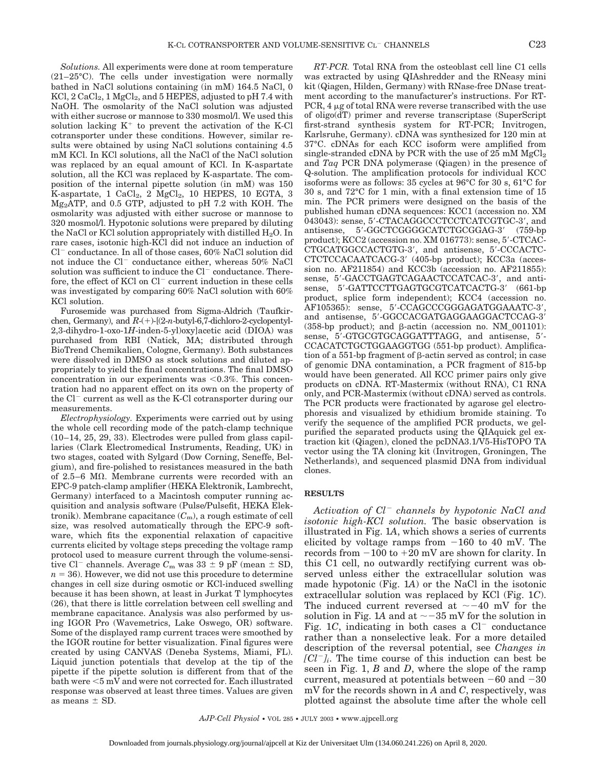*Solutions.* All experiments were done at room temperature (21–25°C). The cells under investigation were normally bathed in NaCl solutions containing (in mM) 164.5 NaCl, 0 KCl, 2 $CaCl_2$, 1 $MgCl_2$, and 5 HEPES, adjusted to pH 7.4 with NaOH. The osmolarity of the NaCl solution was adjusted with either sucrose or mannose to 330 mosmol/l. We used this solution lacking $K^+$ to prevent the activation of the K-Cl cotransporter under these conditions. However, similar results were obtained by using NaCl solutions containing 4.5 mM KCl. In KCl solutions, all the NaCl of the NaCl solution was replaced by an equal amount of KCl. In K-aspartate solution, all the KCl was replaced by K-aspartate. The composition of the internal pipette solution (in mM) was 150 K-aspartate, 1 $CaCl_2$, 2 $MgCl_2$, 10 HEPES, 10 EGTA, 3 $Mg_2$ATP, and 0.5 GTP, adjusted to pH 7.2 with KOH. The osmolarity was adjusted with either sucrose or mannose to 320 mosmol/l. Hypotonic solutions were prepared by diluting the NaCl or KCl solution appropriately with distilled $H_2O$. In rare cases, isotonic high-KCl did not induce an induction of $Cl^-$ conductance. In all of those cases, 60% NaCl solution did not induce the $Cl^-$ conductance either, whereas 50% NaCl solution was sufficient to induce the $Cl^-$ conductance. Therefore, the effect of KCl on $Cl^-$ current induction in these cells was investigated by comparing 60% NaCl solution with 60% KCl solution.

Furosemide was purchased from Sigma-Aldrich (Taufkirchen, Germany), and *R*-(+)-[(2-*n*-butyl-6,7-dichloro-2-cyclopentyl-2,3-dihydro-1-oxo-1*H*-inden-5-yl)oxy]acetic acid (DIOA) was purchased from RBI (Natick, MA; distributed through BioTrend Chemikalien, Cologne, Germany). Both substances were dissolved in DMSO as stock solutions and diluted appropriately to yield the final concentrations. The final DMSO concentration in our experiments was <0.3%. This concentration had no apparent effect on its own on the property of the $Cl^-$ current as well as the K-Cl cotransporter during our measurements.

*Electrophysiology.* Experiments were carried out by using the whole cell recording mode of the patch-clamp technique (10–14, 25, 29, 33). Electrodes were pulled from glass capillaries (Clark Electromedical Instruments, Reading, UK) in two stages, coated with Sylgard (Dow Corning, Seneffe, Belgium), and fire-polished to resistances measured in the bath of 2.5–6 MΩ. Membrane currents were recorded with an EPC-9 patch-clamp amplifier (HEKA Elektronik, Lambrecht, Germany) interfaced to a Macintosh computer running acquisition and analysis software (Pulse/Pulsefit, HEKA Elektronik). Membrane capacitance ($C_m$), a rough estimate of cell size, was resolved automatically through the EPC-9 software, which fits the exponential relaxation of capacitive currents elicited by voltage steps preceding the voltage ramp protocol used to measure current through the volume-sensitive $Cl^-$ channels. Average $C_m$ was 33 ± 9 pF (mean ± SD, $n = 36$). However, we did not use this procedure to determine changes in cell size during osmotic or KCl-induced swelling because it has been shown, at least in Jurkat T lymphocytes (26), that there is little correlation between cell swelling and membrane capacitance. Analysis was also performed by using IGOR Pro (Wavemetrics, Lake Oswego, OR) software. Some of the displayed ramp current traces were smoothed by the IGOR routine for better visualization. Final figures were created by using CANVAS (Deneba Systems, Miami, FL). Liquid junction potentials that develop at the tip of the pipette if the pipette solution is different from that of the bath were <5 mV and were not corrected for. Each illustrated response was observed at least three times. Values are given as means ± SD.

*RT-PCR.* Total RNA from the osteoblast cell line C1 cells was extracted by using QIAshredder and the RNeasy mini kit (Qiagen, Hilden, Germany) with RNase-free DNase treatment according to the manufacturer's instructions. For RT-PCR, 4 μg of total RNA were reverse transcribed with the use of oligo(dT) primer and reverse transcriptase (SuperScript first-strand synthesis system for RT-PCR; Invitrogen, Karlsruhe, Germany). cDNA was synthesized for 120 min at 37°C. cDNAs for each KCC isoform were amplified from single-stranded cDNA by PCR with the use of 25 mM $MgCl_2$ and *Taq* PCR DNA polymerase (Qiagen) in the presence of Q-solution. The amplification protocols for individual KCC isoforms were as follows: 35 cycles at 96°C for 30 s, 61°C for 30 s, and 72°C for 1 min, with a final extension time of 15 min. The PCR primers were designed on the basis of the published human cDNA sequences: KCC1 (accession no. XM 043043): sense, 5′-CTACAGGCCCTCCTCATCGTGC-3′, and antisense, 5′-GGCTCGGGGCATCTGCGGAG-3′ (759-bp product); KCC2 (accession no. XM 016773): sense, 5′-CTCACCTGCATGGCCACTGTG-3′, and antisense, 5′-CCCACTCCTCTCCACAATCACG-3′ (405-bp product); KCC3a (accession no. AF211854) and KCC3b (accession no. AF211855): sense, 5′-GACCTGAGTCAGAACTCCATCAC-3′, and antisense, 5′-GATTCCTTGAGTGCGTCATCACTG-3′ (661-bp product, splice form independent); KCC4 (accession no. AF105365): sense, 5′-CCAGCCCGGGAGATGGAAATC-3′, and antisense, 5′-GGCCACGATGAGGAAGGACTCCAG-3′ (358-bp product); and β-actin (accession no. NM_001101): sense, 5′-GTGCGTGCAGGATTTAGG, and antisense, 5′-CCACATCTGCTGGAAGGTGG (551-bp product). Amplification of a 551-bp fragment of β-actin served as control; in case of genomic DNA contamination, a PCR fragment of 815-bp would have been generated. All KCC primer pairs only give products on cDNA. RT-Mastermix (without RNA), C1 RNA only, and PCR-Mastermix (without cDNA) served as controls. The PCR products were fractionated by agarose gel electrophoresis and visualized by ethidium bromide staining. To verify the sequence of the amplified PCR products, we gel-purified the separated products using the QIAquick gel extraction kit (Qiagen), cloned the pcDNA3.1/V5-HisTOPO TA vector using the TA cloning kit (Invitrogen, Groningen, The Netherlands), and sequenced plasmid DNA from individual clones.

## RESULTS

*Activation of $Cl^-$ channels by hypotonic NaCl and isotonic high-KCl solution.* The basic observation is illustrated in Fig. 1*A*, which shows a series of currents elicited by voltage ramps from −160 to 40 mV. The records from −100 to +20 mV are shown for clarity. In this C1 cell, no outwardly rectifying current was observed unless either the extracellular solution was made hypotonic (Fig. 1*A*) or the NaCl in the isotonic extracellular solution was replaced by KCl (Fig. 1*C*). The induced current reversed at ∼−40 mV for the solution in Fig. 1*A* and at ∼−35 mV for the solution in Fig. 1*C*, indicating in both cases a $Cl^-$ conductance rather than a nonselective leak. For a more detailed description of the reversal potential, see *Changes in $[Cl^-]_i$*. The time course of this induction can best be seen in Fig. 1, *B* and *D*, where the slope of the ramp current, measured at potentials between −60 and −30 mV for the records shown in *A* and *C*, respectively, was plotted against the absolute time after the whole cell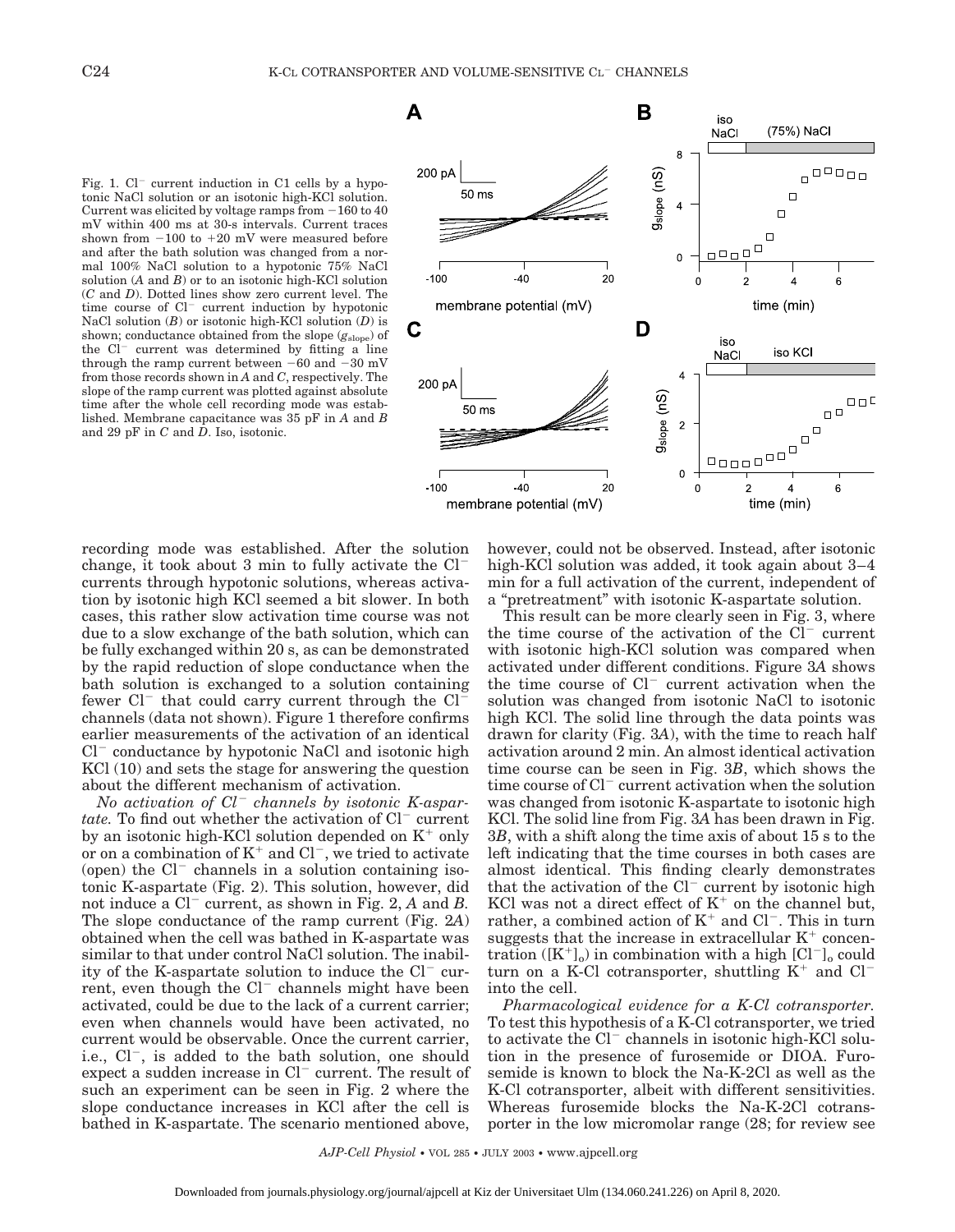Fig. 1. $Cl^-$ current induction in C1 cells by a hypotonic NaCl solution or an isotonic high-KCl solution. Current was elicited by voltage ramps from −160 to 40 mV within 400 ms at 30-s intervals. Current traces shown from −100 to +20 mV were measured before and after the bath solution was changed from a normal 100% NaCl solution to a hypotonic 75% NaCl solution (*A* and *B*) or to an isotonic high-KCl solution (*C* and *D*). Dotted lines show zero current level. The time course of $Cl^-$ current induction by hypotonic NaCl solution (*B*) or isotonic high-KCl solution (*D*) is shown; conductance obtained from the slope ($g_{slope}$) of the $Cl^-$ current was determined by fitting a line through the ramp current between −60 and −30 mV from those records shown in *A* and *C*, respectively. The slope of the ramp current was plotted against absolute time after the whole cell recording mode was established. Membrane capacitance was 35 pF in *A* and *B* and 29 pF in *C* and *D*. Iso, isotonic.

recording mode was established. After the solution change, it took about 3 min to fully activate the $Cl^-$ currents through hypotonic solutions, whereas activation by isotonic high KCl seemed a bit slower. In both cases, this rather slow activation time course was not due to a slow exchange of the bath solution, which can be fully exchanged within 20 s, as can be demonstrated by the rapid reduction of slope conductance when the bath solution is exchanged to a solution containing fewer $Cl^-$ that could carry current through the $Cl^-$ channels (data not shown). Figure 1 therefore confirms earlier measurements of the activation of an identical $Cl^-$ conductance by hypotonic NaCl and isotonic high KCl (10) and sets the stage for answering the question about the different mechanism of activation.

*No activation of $Cl^-$ channels by isotonic K-aspartate.* To find out whether the activation of $Cl^-$ current by an isotonic high-KCl solution depended on $K^+$ only or on a combination of $K^+$ and $Cl^-$, we tried to activate (open) the $Cl^-$ channels in a solution containing isotonic K-aspartate (Fig. 2). This solution, however, did not induce a $Cl^-$ current, as shown in Fig. 2, *A* and *B*. The slope conductance of the ramp current (Fig. 2*A*) obtained when the cell was bathed in K-aspartate was similar to that under control NaCl solution. The inability of the K-aspartate solution to induce the $Cl^-$ current, even though the $Cl^-$ channels might have been activated, could be due to the lack of a current carrier; even when channels would have been activated, no current would be observable. Once the current carrier, i.e., $Cl^-$, is added to the bath solution, one should expect a sudden increase in $Cl^-$ current. The result of such an experiment can be seen in Fig. 2 where the slope conductance increases in KCl after the cell is bathed in K-aspartate. The scenario mentioned above, however, could not be observed. Instead, after isotonic high-KCl solution was added, it took again about 3–4 min for a full activation of the current, independent of a "pretreatment" with isotonic K-aspartate solution.

This result can be more clearly seen in Fig. 3, where the time course of the activation of the $Cl^-$ current with isotonic high-KCl solution was compared when activated under different conditions. Figure 3*A* shows the time course of $Cl^-$ current activation when the solution was changed from isotonic NaCl to isotonic high KCl. The solid line through the data points was drawn for clarity (Fig. 3*A*), with the time to reach half activation around 2 min. An almost identical activation time course can be seen in Fig. 3*B*, which shows the time course of $Cl^-$ current activation when the solution was changed from isotonic K-aspartate to isotonic high KCl. The solid line from Fig. 3*A* has been drawn in Fig. 3*B*, with a shift along the time axis of about 15 s to the left indicating that the time courses in both cases are almost identical. This finding clearly demonstrates that the activation of the $Cl^-$ current by isotonic high KCl was not a direct effect of $K^+$ on the channel but, rather, a combined action of $K^+$ and $Cl^-$. This in turn suggests that the increase in extracellular $K^+$ concentration ($[K^+]_o$) in combination with a high $[Cl^-]_o$ could turn on a K-Cl cotransporter, shuttling $K^+$ and $Cl^-$ into the cell.

*Pharmacological evidence for a K-Cl cotransporter.* To test this hypothesis of a K-Cl cotransporter, we tried to activate the $Cl^-$ channels in isotonic high-KCl solution in the presence of furosemide or DIOA. Furosemide is known to block the Na-K-2Cl as well as the K-Cl cotransporter, albeit with different sensitivities. Whereas furosemide blocks the Na-K-2Cl cotransporter in the low micromolar range (28; for review see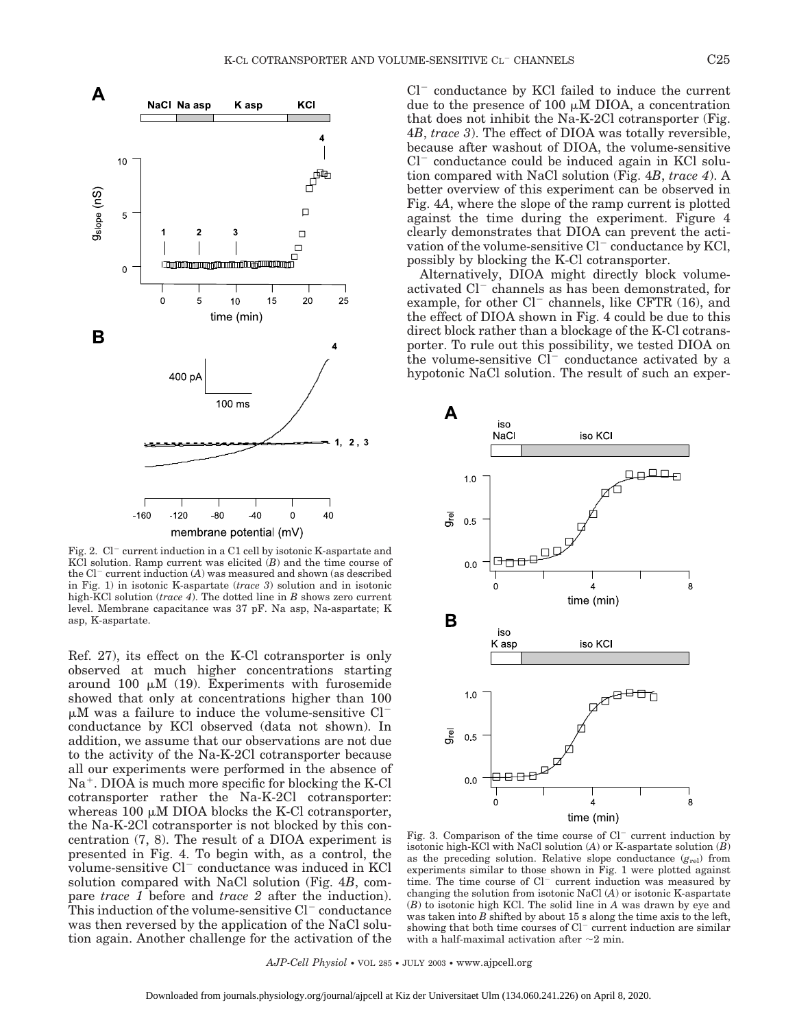Fig. 2. $Cl^-$ current induction in a C1 cell by isotonic K-aspartate and KCl solution. Ramp current was elicited (*B*) and the time course of the $Cl^-$ current induction (*A*) was measured and shown (as described in Fig. 1) in isotonic K-aspartate (*trace 3*) solution and in isotonic high-KCl solution (*trace 4*). The dotted line in *B* shows zero current level. Membrane capacitance was 37 pF. Na asp, Na-aspartate; K asp, K-aspartate.

Ref. 27), its effect on the K-Cl cotransporter is only observed at much higher concentrations starting around 100 μM (19). Experiments with furosemide showed that only at concentrations higher than 100 μM was a failure to induce the volume-sensitive $Cl^-$ conductance by KCl observed (data not shown). In addition, we assume that our observations are not due to the activity of the Na-K-2Cl cotransporter because all our experiments were performed in the absence of $Na^+$. DIOA is much more specific for blocking the K-Cl cotransporter rather the Na-K-2Cl cotransporter: whereas 100 μM DIOA blocks the K-Cl cotransporter, the Na-K-2Cl cotransporter is not blocked by this concentration (7, 8). The result of a DIOA experiment is presented in Fig. 4. To begin with, as a control, the volume-sensitive $Cl^-$ conductance was induced in KCl solution compared with NaCl solution (Fig. 4*B*, compare *trace 1* before and *trace 2* after the induction). This induction of the volume-sensitive $Cl^-$ conductance was then reversed by the application of the NaCl solution again. Another challenge for the activation of the $Cl^-$ conductance by KCl failed to induce the current due to the presence of 100 μM DIOA, a concentration that does not inhibit the Na-K-2Cl cotransporter (Fig. 4*B*, *trace 3*). The effect of DIOA was totally reversible, because after washout of DIOA, the volume-sensitive $Cl^-$ conductance could be induced again in KCl solution compared with NaCl solution (Fig. 4*B*, *trace 4*). A better overview of this experiment can be observed in Fig. 4*A*, where the slope of the ramp current is plotted against the time during the experiment. Figure 4 clearly demonstrates that DIOA can prevent the activation of the volume-sensitive $Cl^-$ conductance by KCl, possibly by blocking the K-Cl cotransporter.

Alternatively, DIOA might directly block volume-activated $Cl^-$ channels as has been demonstrated, for example, for other $Cl^-$ channels, like CFTR (16), and the effect of DIOA shown in Fig. 4 could be due to this direct block rather than a blockage of the K-Cl cotransporter. To rule out this possibility, we tested DIOA on the volume-sensitive $Cl^-$ conductance activated by a hypotonic NaCl solution. The result of such an exper-

Fig. 3. Comparison of the time course of $Cl^-$ current induction by isotonic high-KCl with NaCl solution (*A*) or K-aspartate solution (*B*) as the preceding solution. Relative slope conductance ($g_{rel}$) from experiments similar to those shown in Fig. 1 were plotted against time. The time course of $Cl^-$ current induction was measured by changing the solution from isotonic NaCl (*A*) or isotonic K-aspartate (*B*) to isotonic high KCl. The solid line in *A* was drawn by eye and was taken into *B* shifted by about 15 s along the time axis to the left, showing that both time courses of $Cl^-$ current induction are similar with a half-maximal activation after ~2 min.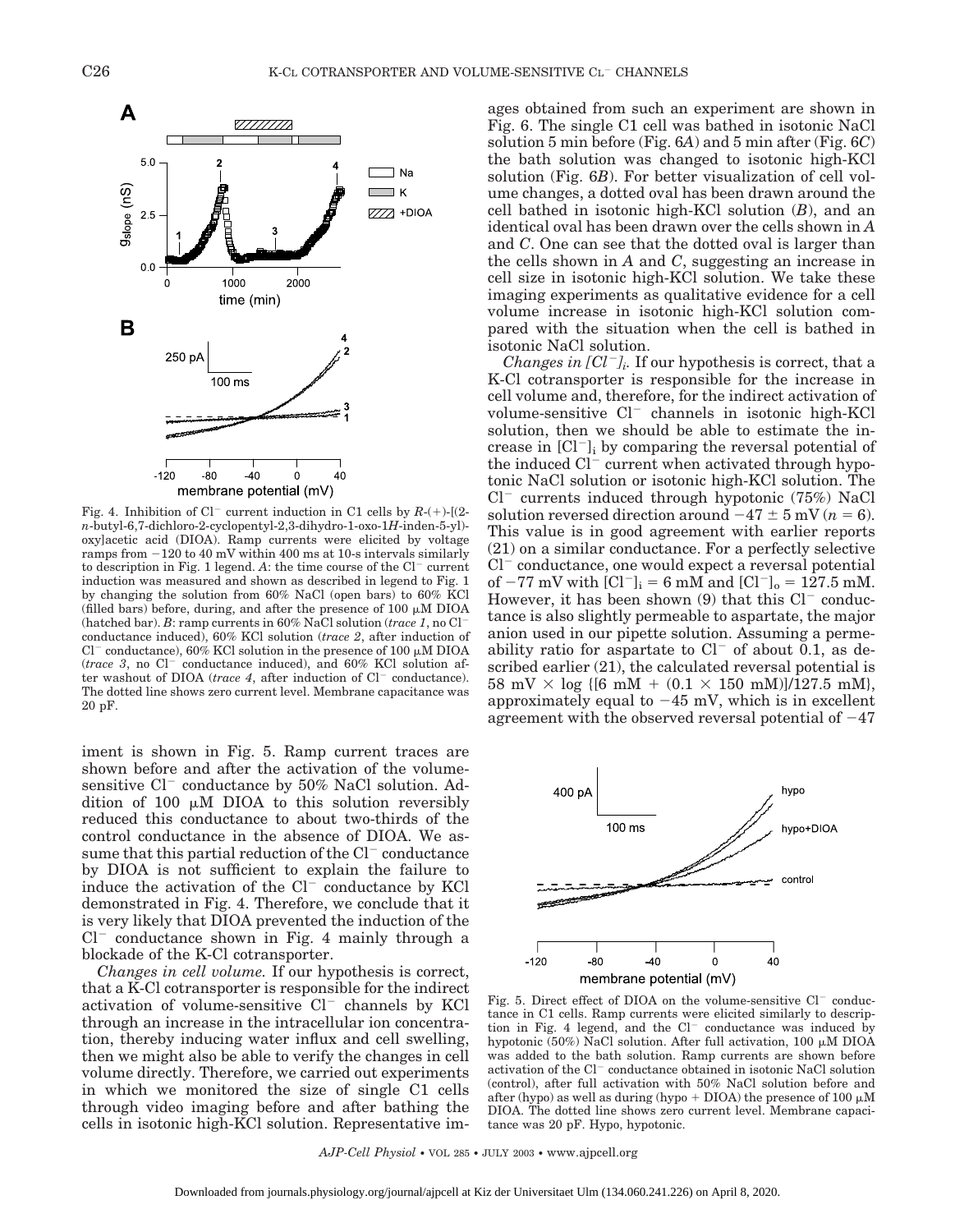Fig. 4. Inhibition of $Cl^-$ current induction in C1 cells by *R*-(+)-[(2-*n*-butyl-6,7-dichloro-2-cyclopentyl-2,3-dihydro-1-oxo-1*H*-inden-5-yl)-oxy]acetic acid (DIOA). Ramp currents were elicited by voltage ramps from −120 to 40 mV within 400 ms at 10-s intervals similarly to description in Fig. 1 legend. *A*: the time course of the $Cl^-$ current induction was measured and shown as described in legend to Fig. 1 by changing the solution from 60% NaCl (open bars) to 60% KCl (filled bars) before, during, and after the presence of 100 μM DIOA (hatched bar). *B*: ramp currents in 60% NaCl solution (*trace 1*, no $Cl^-$ conductance induced), 60% KCl solution (*trace 2*, after induction of $Cl^-$ conductance), 60% KCl solution in the presence of 100 μM DIOA (*trace 3*, no $Cl^-$ conductance induced), and 60% KCl solution after washout of DIOA (*trace 4*, after induction of $Cl^-$ conductance). The dotted line shows zero current level. Membrane capacitance was 20 pF.

iment is shown in Fig. 5. Ramp current traces are shown before and after the activation of the volume-sensitive $Cl^-$ conductance by 50% NaCl solution. Addition of 100 μM DIOA to this solution reversibly reduced this conductance to about two-thirds of the control conductance in the absence of DIOA. We assume that this partial reduction of the $Cl^-$ conductance by DIOA is not sufficient to explain the failure to induce the activation of the $Cl^-$ conductance by KCl demonstrated in Fig. 4. Therefore, we conclude that it is very likely that DIOA prevented the induction of the $Cl^-$ conductance shown in Fig. 4 mainly through a blockade of the K-Cl cotransporter.

*Changes in cell volume.* If our hypothesis is correct, that a K-Cl cotransporter is responsible for the indirect activation of volume-sensitive $Cl^-$ channels by KCl through an increase in the intracellular ion concentration, thereby inducing water influx and cell swelling, then we might also be able to verify the changes in cell volume directly. Therefore, we carried out experiments in which we monitored the size of single C1 cells through video imaging before and after bathing the cells in isotonic high-KCl solution. Representative images obtained from such an experiment are shown in Fig. 6. The single C1 cell was bathed in isotonic NaCl solution 5 min before (Fig. 6*A*) and 5 min after (Fig. 6*C*) the bath solution was changed to isotonic high-KCl solution (Fig. 6*B*). For better visualization of cell volume changes, a dotted oval has been drawn around the cell bathed in isotonic high-KCl solution (*B*), and an identical oval has been drawn over the cells shown in *A* and *C*. One can see that the dotted oval is larger than the cells shown in *A* and *C*, suggesting an increase in cell size in isotonic high-KCl solution. We take these imaging experiments as qualitative evidence for a cell volume increase in isotonic high-KCl solution compared with the situation when the cell is bathed in isotonic NaCl solution.

*Changes in* $[Cl^-]_i$. If our hypothesis is correct, that a K-Cl cotransporter is responsible for the increase in cell volume and, therefore, for the indirect activation of volume-sensitive $Cl^-$ channels in isotonic high-KCl solution, then we should be able to estimate the increase in $[Cl^-]_i$ by comparing the reversal potential of the induced $Cl^-$ current when activated through hypotonic NaCl solution or isotonic high-KCl solution. The $Cl^-$ currents induced through hypotonic (75%) NaCl solution reversed direction around $-47 \pm 5$ mV ($n = 6$). This value is in good agreement with earlier reports (21) on a similar conductance. For a perfectly selective $Cl^-$ conductance, one would expect a reversal potential of −77 mV with $[Cl^-]_i = 6$ mM and $[Cl^-]_o = 127.5$ mM. However, it has been shown (9) that this $Cl^-$ conductance is also slightly permeable to aspartate, the major anion used in our pipette solution. Assuming a permeability ratio for aspartate to $Cl^-$ of about 0.1, as described earlier (21), the calculated reversal potential is $58\ \text{mV} \times \log\{[6\ \text{mM} + (0.1 \times 150\ \text{mM})]/127.5\ \text{mM}\}$, approximately equal to −45 mV, which is in excellent agreement with the observed reversal potential of −47

Fig. 5. Direct effect of DIOA on the volume-sensitive $Cl^-$ conductance in C1 cells. Ramp currents were elicited similarly to description in Fig. 4 legend, and the $Cl^-$ conductance was induced by hypotonic (50%) NaCl solution. After full activation, 100 μM DIOA was added to the bath solution. Ramp currents are shown before activation of the $Cl^-$ conductance obtained in isotonic NaCl solution (control), after full activation with 50% NaCl solution before and after (hypo) as well as during (hypo + DIOA) the presence of 100 μM DIOA. The dotted line shows zero current level. Membrane capacitance was 20 pF. Hypo, hypotonic.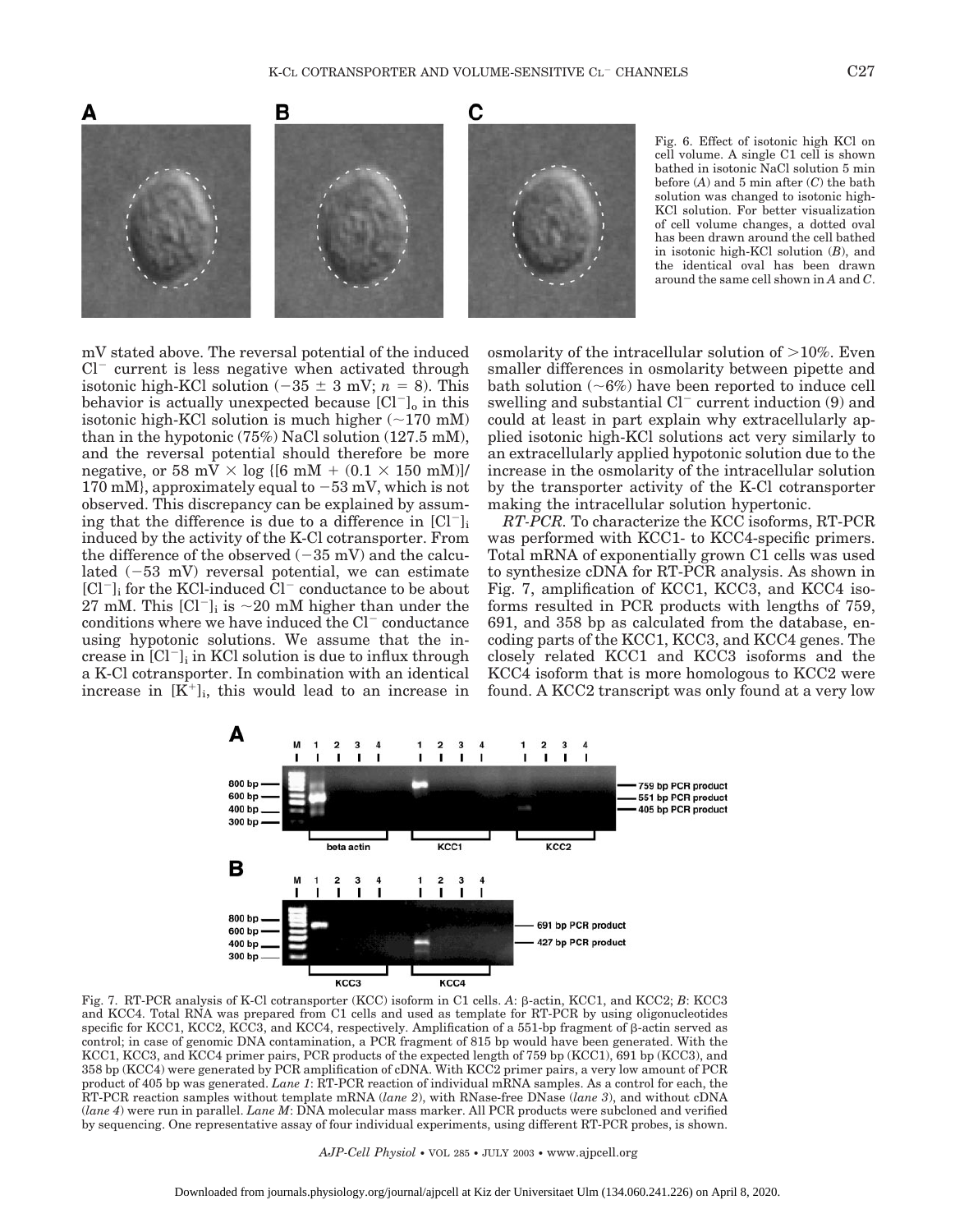Fig. 6. Effect of isotonic high KCl on cell volume. A single C1 cell is shown bathed in isotonic NaCl solution 5 min before (*A*) and 5 min after (*C*) the bath solution was changed to isotonic high-KCl solution. For better visualization of cell volume changes, a dotted oval has been drawn around the cell bathed in isotonic high-KCl solution (*B*), and the identical oval has been drawn around the same cell shown in *A* and *C*.

mV stated above. The reversal potential of the induced $Cl^-$ current is less negative when activated through isotonic high-KCl solution ($-35 \pm 3$ mV; $n = 8$). This behavior is actually unexpected because $[Cl^-]_o$ in this isotonic high-KCl solution is much higher (~170 mM) than in the hypotonic (75%) NaCl solution (127.5 mM), and the reversal potential should therefore be more negative, or 58 mV $\times$ log {[6 mM + (0.1 $\times$ 150 mM)]/170 mM}, approximately equal to $-53$ mV, which is not observed. This discrepancy can be explained by assuming that the difference is due to a difference in $[Cl^-]_i$ induced by the activity of the K-Cl cotransporter. From the difference of the observed ($-35$ mV) and the calculated ($-53$ mV) reversal potential, we can estimate $[Cl^-]_i$ for the KCl-induced $Cl^-$ conductance to be about 27 mM. This $[Cl^-]_i$ is ~20 mM higher than under the conditions where we have induced the $Cl^-$ conductance using hypotonic solutions. We assume that the increase in $[Cl^-]_i$ in KCl solution is due to influx through a K-Cl cotransporter. In combination with an identical increase in $[K^+]_i$, this would lead to an increase in osmolarity of the intracellular solution of >10%. Even smaller differences in osmolarity between pipette and bath solution (~6%) have been reported to induce cell swelling and substantial $Cl^-$ current induction (9) and could at least in part explain why extracellularly applied isotonic high-KCl solutions act very similarly to an extracellularly applied hypotonic solution due to the increase in the osmolarity of the intracellular solution by the transporter activity of the K-Cl cotransporter making the intracellular solution hypertonic.

*RT-PCR.* To characterize the KCC isoforms, RT-PCR was performed with KCC1- to KCC4-specific primers. Total mRNA of exponentially grown C1 cells was used to synthesize cDNA for RT-PCR analysis. As shown in Fig. 7, amplification of KCC1, KCC3, and KCC4 isoforms resulted in PCR products with lengths of 759, 691, and 358 bp as calculated from the database, encoding parts of the KCC1, KCC3, and KCC4 genes. The closely related KCC1 and KCC3 isoforms and the KCC4 isoform that is more homologous to KCC2 were found. A KCC2 transcript was only found at a very low

Fig. 7. RT-PCR analysis of K-Cl cotransporter (KCC) isoform in C1 cells. *A*: β-actin, KCC1, and KCC2; *B*: KCC3 and KCC4. Total RNA was prepared from C1 cells and used as template for RT-PCR by using oligonucleotides specific for KCC1, KCC2, KCC3, and KCC4, respectively. Amplification of a 551-bp fragment of β-actin served as control; in case of genomic DNA contamination, a PCR fragment of 815 bp would have been generated. With the KCC1, KCC3, and KCC4 primer pairs, PCR products of the expected length of 759 bp (KCC1), 691 bp (KCC3), and 358 bp (KCC4) were generated by PCR amplification of cDNA. With KCC2 primer pairs, a very low amount of PCR product of 405 bp was generated. *Lane 1*: RT-PCR reaction of individual mRNA samples. As a control for each, the RT-PCR reaction samples without template mRNA (*lane 2*), with RNase-free DNase (*lane 3*), and without cDNA (*lane 4*) were run in parallel. *Lane M*: DNA molecular mass marker. All PCR products were subcloned and verified by sequencing. One representative assay of four individual experiments, using different RT-PCR probes, is shown.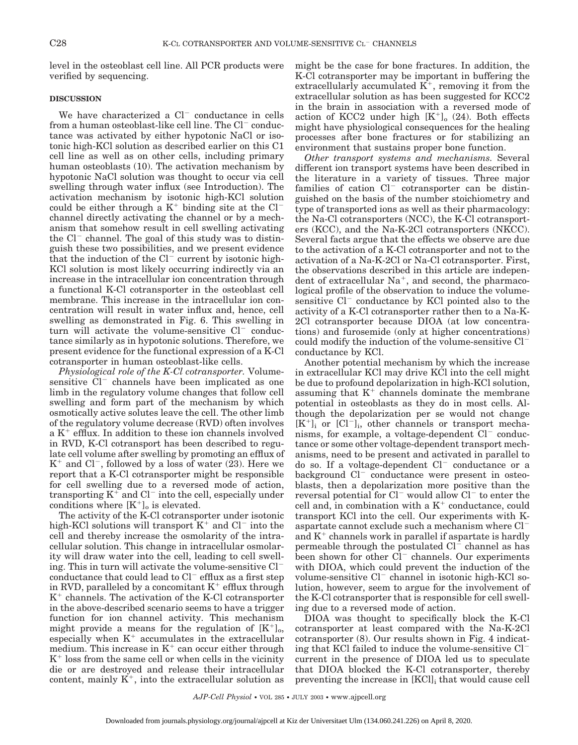level in the osteoblast cell line. All PCR products were verified by sequencing.

## DISCUSSION

We have characterized a $Cl^-$ conductance in cells from a human osteoblast-like cell line. The $Cl^-$ conductance was activated by either hypotonic NaCl or isotonic high-KCl solution as described earlier on this C1 cell line as well as on other cells, including primary human osteoblasts (10). The activation mechanism by hypotonic NaCl solution was thought to occur via cell swelling through water influx (see Introduction). The activation mechanism by isotonic high-KCl solution could be either through a $K^+$ binding site at the $Cl^-$ channel directly activating the channel or by a mechanism that somehow result in cell swelling activating the $Cl^-$ channel. The goal of this study was to distinguish these two possibilities, and we present evidence that the induction of the $Cl^-$ current by isotonic high-KCl solution is most likely occurring indirectly via an increase in the intracellular ion concentration through a functional K-Cl cotransporter in the osteoblast cell membrane. This increase in the intracellular ion concentration will result in water influx and, hence, cell swelling as demonstrated in Fig. 6. This swelling in turn will activate the volume-sensitive $Cl^-$ conductance similarly as in hypotonic solutions. Therefore, we present evidence for the functional expression of a K-Cl cotransporter in human osteoblast-like cells.

*Physiological role of the K-Cl cotransporter.* Volume-sensitive $Cl^-$ channels have been implicated as one limb in the regulatory volume changes that follow cell swelling and form part of the mechanism by which osmotically active solutes leave the cell. The other limb of the regulatory volume decrease (RVD) often involves a $K^+$ efflux. In addition to these ion channels involved in RVD, K-Cl cotransport has been described to regulate cell volume after swelling by promoting an efflux of $K^+$ and $Cl^-$, followed by a loss of water (23). Here we report that a K-Cl cotransporter might be responsible for cell swelling due to a reversed mode of action, transporting $K^+$ and $Cl^-$ into the cell, especially under conditions where $[K^+]_o$ is elevated.

The activity of the K-Cl cotransporter under isotonic high-KCl solutions will transport $K^+$ and $Cl^-$ into the cell and thereby increase the osmolarity of the intracellular solution. This change in intracellular osmolarity will draw water into the cell, leading to cell swelling. This in turn will activate the volume-sensitive $Cl^-$ conductance that could lead to $Cl^-$ efflux as a first step in RVD, paralleled by a concomitant $K^+$ efflux through $K^+$ channels. The activation of the K-Cl cotransporter in the above-described scenario seems to have a trigger function for ion channel activity. This mechanism might provide a means for the regulation of $[K^+]_o$, especially when $K^+$ accumulates in the extracellular medium. This increase in $K^+$ can occur either through $K^+$ loss from the same cell or when cells in the vicinity die or are destroyed and release their intracellular content, mainly $K^+$, into the extracellular solution as might be the case for bone fractures. In addition, the K-Cl cotransporter may be important in buffering the extracellularly accumulated $K^+$, removing it from the extracellular solution as has been suggested for KCC2 in the brain in association with a reversed mode of action of KCC2 under high $[K^+]_o$ (24). Both effects might have physiological consequences for the healing processes after bone fractures or for stabilizing an environment that sustains proper bone function.

*Other transport systems and mechanisms.* Several different ion transport systems have been described in the literature in a variety of tissues. Three major families of cation $Cl^-$ cotransporter can be distinguished on the basis of the number stoichiometry and type of transported ions as well as their pharmacology: the Na-Cl cotransporters (NCC), the K-Cl cotransporters (KCC), and the Na-K-2Cl cotransporters (NKCC). Several facts argue that the effects we observe are due to the activation of a K-Cl cotransporter and not to the activation of a Na-K-2Cl or Na-Cl cotransporter. First, the observations described in this article are independent of extracellular $Na^+$, and second, the pharmacological profile of the observation to induce the volume-sensitive $Cl^-$ conductance by KCl pointed also to the activity of a K-Cl cotransporter rather then to a Na-K-2Cl cotransporter because DIOA (at low concentrations) and furosemide (only at higher concentrations) could modify the induction of the volume-sensitive $Cl^-$ conductance by KCl.

Another potential mechanism by which the increase in extracellular KCl may drive KCl into the cell might be due to profound depolarization in high-KCl solution, assuming that $K^+$ channels dominate the membrane potential in osteoblasts as they do in most cells. Although the depolarization per se would not change $[K^+]_i$ or $[Cl^-]_i$, other channels or transport mechanisms, for example, a voltage-dependent $Cl^-$ conductance or some other voltage-dependent transport mechanisms, need to be present and activated in parallel to do so. If a voltage-dependent $Cl^-$ conductance or a background $Cl^-$ conductance were present in osteoblasts, then a depolarization more positive than the reversal potential for $Cl^-$ would allow $Cl^-$ to enter the cell and, in combination with a $K^+$ conductance, could transport KCl into the cell. Our experiments with K-aspartate cannot exclude such a mechanism where $Cl^-$ and $K^+$ channels work in parallel if aspartate is hardly permeable through the postulated $Cl^-$ channel as has been shown for other $Cl^-$ channels. Our experiments with DIOA, which could prevent the induction of the volume-sensitive $Cl^-$ channel in isotonic high-KCl solution, however, seem to argue for the involvement of the K-Cl cotransporter that is responsible for cell swelling due to a reversed mode of action.

DIOA was thought to specifically block the K-Cl cotransporter at least compared with the Na-K-2Cl cotransporter (8). Our results shown in Fig. 4 indicating that KCl failed to induce the volume-sensitive $Cl^-$ current in the presence of DIOA led us to speculate that DIOA blocked the K-Cl cotransporter, thereby preventing the increase in $[KCl]_i$ that would cause cell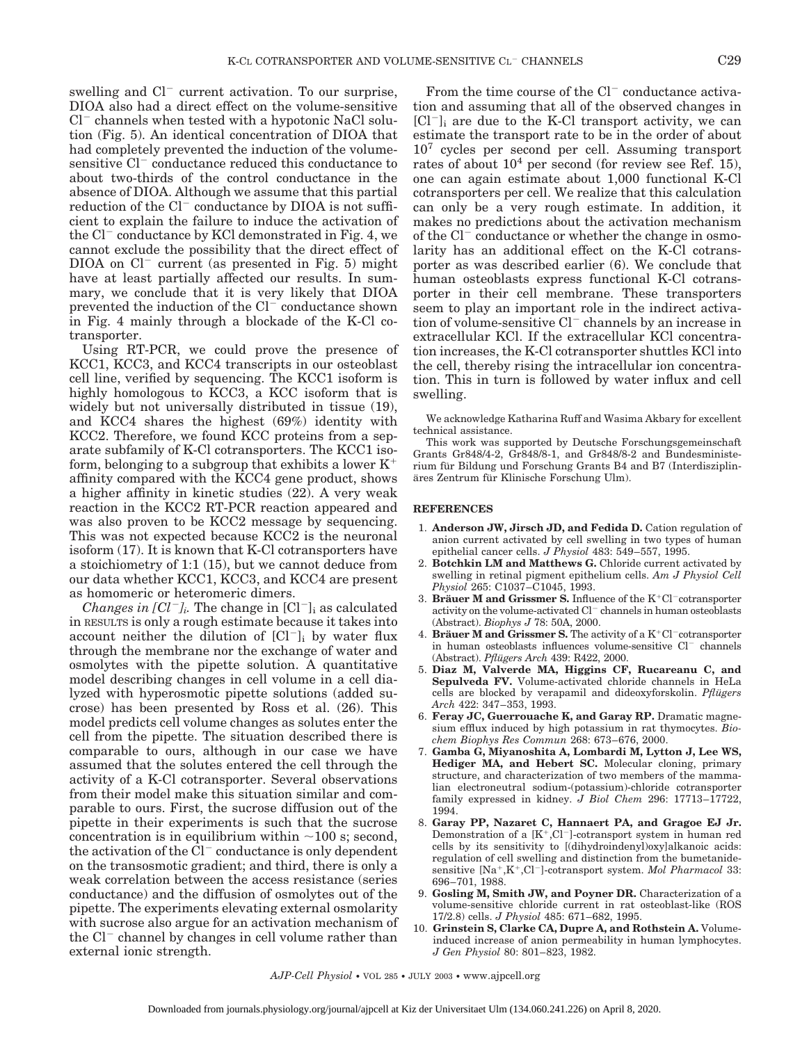swelling and $Cl^-$ current activation. To our surprise, DIOA also had a direct effect on the volume-sensitive $Cl^-$ channels when tested with a hypotonic NaCl solution (Fig. 5). An identical concentration of DIOA that had completely prevented the induction of the volume-sensitive $Cl^-$ conductance reduced this conductance to about two-thirds of the control conductance in the absence of DIOA. Although we assume that this partial reduction of the $Cl^-$ conductance by DIOA is not sufficient to explain the failure to induce the activation of the $Cl^-$ conductance by KCl demonstrated in Fig. 4, we cannot exclude the possibility that the direct effect of DIOA on $Cl^-$ current (as presented in Fig. 5) might have at least partially affected our results. In summary, we conclude that it is very likely that DIOA prevented the induction of the $Cl^-$ conductance shown in Fig. 4 mainly through a blockade of the K-Cl cotransporter.

Using RT-PCR, we could prove the presence of KCC1, KCC3, and KCC4 transcripts in our osteoblast cell line, verified by sequencing. The KCC1 isoform is highly homologous to KCC3, a KCC isoform that is widely but not universally distributed in tissue (19), and KCC4 shares the highest (69%) identity with KCC2. Therefore, we found KCC proteins from a separate subfamily of K-Cl cotransporters. The KCC1 isoform, belonging to a subgroup that exhibits a lower $K^+$ affinity compared with the KCC4 gene product, shows a higher affinity in kinetic studies (22). A very weak reaction in the KCC2 RT-PCR reaction appeared and was also proven to be KCC2 message by sequencing. This was not expected because KCC2 is the neuronal isoform (17). It is known that K-Cl cotransporters have a stoichiometry of 1:1 (15), but we cannot deduce from our data whether KCC1, KCC3, and KCC4 are present as homomeric or heteromeric dimers.

*Changes in* $[Cl^-]_i$. The change in $[Cl^-]_i$ as calculated in RESULTS is only a rough estimate because it takes into account neither the dilution of $[Cl^-]_i$ by water flux through the membrane nor the exchange of water and osmolytes with the pipette solution. A quantitative model describing changes in cell volume in a cell dialyzed with hyperosmotic pipette solutions (added sucrose) has been presented by Ross et al. (26). This model predicts cell volume changes as solutes enter the cell from the pipette. The situation described there is comparable to ours, although in our case we have assumed that the solutes entered the cell through the activity of a K-Cl cotransporter. Several observations from their model make this situation similar and comparable to ours. First, the sucrose diffusion out of the pipette in their experiments is such that the sucrose concentration is in equilibrium within ~100 s; second, the activation of the $Cl^-$ conductance is only dependent on the transosmotic gradient; and third, there is only a weak correlation between the access resistance (series conductance) and the diffusion of osmolytes out of the pipette. The experiments elevating external osmolarity with sucrose also argue for an activation mechanism of the $Cl^-$ channel by changes in cell volume rather than external ionic strength.

From the time course of the $Cl^-$ conductance activation and assuming that all of the observed changes in $[Cl^-]_i$ are due to the K-Cl transport activity, we can estimate the transport rate to be in the order of about $10^7$ cycles per second per cell. Assuming transport rates of about $10^4$ per second (for review see Ref. 15), one can again estimate about 1,000 functional K-Cl cotransporters per cell. We realize that this calculation can only be a very rough estimate. In addition, it makes no predictions about the activation mechanism of the $Cl^-$ conductance or whether the change in osmolarity has an additional effect on the K-Cl cotransporter as was described earlier (6). We conclude that human osteoblasts express functional K-Cl cotransporter in their cell membrane. These transporters seem to play an important role in the indirect activation of volume-sensitive $Cl^-$ channels by an increase in extracellular KCl. If the extracellular KCl concentration increases, the K-Cl cotransporter shuttles KCl into the cell, thereby rising the intracellular ion concentration. This in turn is followed by water influx and cell swelling.

We acknowledge Katharina Ruff and Wasima Akbary for excellent technical assistance.

This work was supported by Deutsche Forschungsgemeinschaft Grants Gr848/4-2, Gr848/8-1, and Gr848/8-2 and Bundesministerium für Bildung und Forschung Grants B4 and B7 (Interdisziplinäres Zentrum für Klinische Forschung Ulm).

## REFERENCES

1. **Anderson JW, Jirsch JD, and Fedida D.** Cation regulation of anion current activated by cell swelling in two types of human epithelial cancer cells. *J Physiol* 483: 549–557, 1995.
2. **Botchkin LM and Matthews G.** Chloride current activated by swelling in retinal pigment epithelium cells. *Am J Physiol Cell Physiol* 265: C1037–C1045, 1993.
3. **Bräuer M and Grissmer S.** Influence of the $K^+Cl^-$ cotransporter activity on the volume-activated $Cl^-$ channels in human osteoblasts (Abstract). *Biophys J* 78: 50A, 2000.
4. **Bräuer M and Grissmer S.** The activity of a $K^+Cl^-$ cotransporter in human osteoblasts influences volume-sensitive $Cl^-$ channels (Abstract). *Pflügers Arch* 439: R422, 2000.
5. **Diaz M, Valverde MA, Higgins CF, Rucareanu C, and Sepulveda FV.** Volume-activated chloride channels in HeLa cells are blocked by verapamil and dideoxyforskolin. *Pflügers Arch* 422: 347–353, 1993.
6. **Feray JC, Guerrouache K, and Garay RP.** Dramatic magnesium efflux induced by high potassium in rat thymocytes. *Biochem Biophys Res Commun* 268: 673–676, 2000.
7. **Gamba G, Miyanoshita A, Lombardi M, Lytton J, Lee WS, Hediger MA, and Hebert SC.** Molecular cloning, primary structure, and characterization of two members of the mammalian electroneutral sodium-(potassium)-chloride cotransporter family expressed in kidney. *J Biol Chem* 296: 17713–17722, 1994.
8. **Garay PP, Nazaret C, Hannaert PA, and Gragoe EJ Jr.** Demonstration of a $[K^+,Cl^-]$-cotransport system in human red cells by its sensitivity to [(dihydroindenyl)oxy]alkanoic acids: regulation of cell swelling and distinction from the bumetanide-sensitive $[Na^+,K^+,Cl^-]$-cotransport system. *Mol Pharmacol* 33: 696–701, 1988.
9. **Gosling M, Smith JW, and Poyner DR.** Characterization of a volume-sensitive chloride current in rat osteoblast-like (ROS 17/2.8) cells. *J Physiol* 485: 671–682, 1995.
10. **Grinstein S, Clarke CA, Dupre A, and Rothstein A.** Volume-induced increase of anion permeability in human lymphocytes. *J Gen Physiol* 80: 801–823, 1982.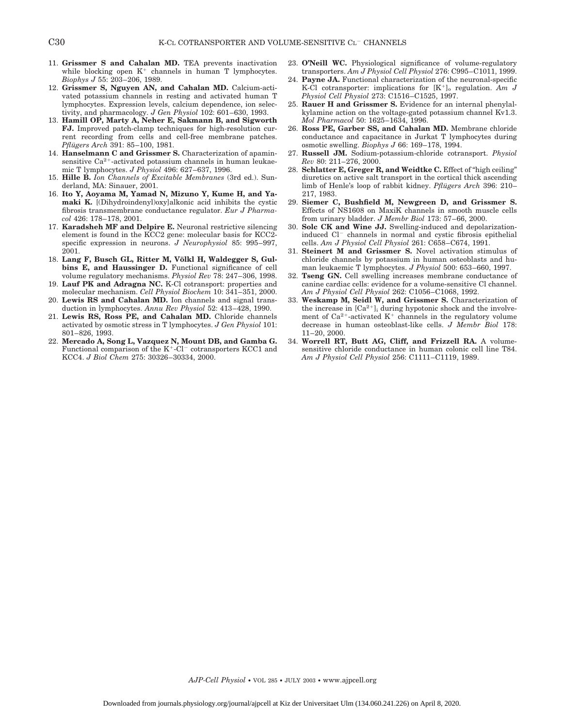11. **Grissmer S and Cahalan MD.** TEA prevents inactivation while blocking open $K^+$ channels in human T lymphocytes. *Biophys J* 55: 203–206, 1989.
12. **Grissmer S, Nguyen AN, and Cahalan MD.** Calcium-activated potassium channels in resting and activated human T lymphocytes. Expression levels, calcium dependence, ion selectivity, and pharmacology. *J Gen Physiol* 102: 601–630, 1993.
13. **Hamill OP, Marty A, Neher E, Sakmann B, and Sigworth FJ.** Improved patch-clamp techniques for high-resolution current recording from cells and cell-free membrane patches. *Pflügers Arch* 391: 85–100, 1981.
14. **Hanselmann C and Grissmer S.** Characterization of apamin-sensitive $Ca^{2+}$-activated potassium channels in human leukaemic T lymphocytes. *J Physiol* 496: 627–637, 1996.
15. **Hille B.** *Ion Channels of Excitable Membranes* (3rd ed.). Sunderland, MA: Sinauer, 2001.
16. **Ito Y, Aoyama M, Yamad N, Mizuno Y, Kume H, and Yamaki K.** [(Dihydroindenyl)oxy]alkonic acid inhibits the cystic fibrosis transmembrane conductance regulator. *Eur J Pharmacol* 426: 178–178, 2001.
17. **Karadsheh MF and Delpire E.** Neuronal restrictive silencing element is found in the KCC2 gene: molecular basis for KCC2-specific expression in neurons. *J Neurophysiol* 85: 995–997, 2001.
18. **Lang F, Busch GL, Ritter M, Völkl H, Waldegger S, Gulbins E, and Haussinger D.** Functional significance of cell volume regulatory mechanisms. *Physiol Rev* 78: 247–306, 1998.
19. **Lauf PK and Adragna NC.** K-Cl cotransport: properties and molecular mechanism. *Cell Physiol Biochem* 10: 341–351, 2000.
20. **Lewis RS and Cahalan MD.** Ion channels and signal transduction in lymphocytes. *Annu Rev Physiol* 52: 413–428, 1990.
21. **Lewis RS, Ross PE, and Cahalan MD.** Chloride channels activated by osmotic stress in T lymphocytes. *J Gen Physiol* 101: 801–826, 1993.
22. **Mercado A, Song L, Vazquez N, Mount DB, and Gamba G.** Functional comparison of the $K^+$-$Cl^-$ cotransporters KCC1 and KCC4. *J Biol Chem* 275: 30326–30334, 2000.
23. **O'Neill WC.** Physiological significance of volume-regulatory transporters. *Am J Physiol Cell Physiol* 276: C995–C1011, 1999.
24. **Payne JA.** Functional characterization of the neuronal-specific K-Cl cotransporter: implications for $[K^+]_o$ regulation. *Am J Physiol Cell Physiol* 273: C1516–C1525, 1997.
25. **Rauer H and Grissmer S.** Evidence for an internal phenylalkylamine action on the voltage-gated potassium channel Kv1.3. *Mol Pharmacol* 50: 1625–1634, 1996.
26. **Ross PE, Garber SS, and Cahalan MD.** Membrane chloride conductance and capacitance in Jurkat T lymphocytes during osmotic swelling. *Biophys J* 66: 169–178, 1994.
27. **Russell JM.** Sodium-potassium-chloride cotransport. *Physiol Rev* 80: 211–276, 2000.
28. **Schlatter E, Greger R, and Weidtke C.** Effect of "high ceiling" diuretics on active salt transport in the cortical thick ascending limb of Henle's loop of rabbit kidney. *Pflügers Arch* 396: 210–217, 1983.
29. **Siemer C, Bushfield M, Newgreen D, and Grissmer S.** Effects of NS1608 on MaxiK channels in smooth muscle cells from urinary bladder. *J Membr Biol* 173: 57–66, 2000.
30. **Solc CK and Wine JJ.** Swelling-induced and depolarization-induced $Cl^-$ channels in normal and cystic fibrosis epithelial cells. *Am J Physiol Cell Physiol* 261: C658–C674, 1991.
31. **Steinert M and Grissmer S.** Novel activation stimulus of chloride channels by potassium in human osteoblasts and human leukaemic T lymphocytes. *J Physiol* 500: 653–660, 1997.
32. **Tseng GN.** Cell swelling increases membrane conductance of canine cardiac cells: evidence for a volume-sensitive Cl channel. *Am J Physiol Cell Physiol* 262: C1056–C1068, 1992.
33. **Weskamp M, Seidl W, and Grissmer S.** Characterization of the increase in $[Ca^{2+}]_i$ during hypotonic shock and the involvement of $Ca^{2+}$-activated $K^+$ channels in the regulatory volume decrease in human osteoblast-like cells. *J Membr Biol* 178: 11–20, 2000.
34. **Worrell RT, Butt AG, Cliff, and Frizzell RA.** A volume-sensitive chloride conductance in human colonic cell line T84. *Am J Physiol Cell Physiol* 256: C1111–C1119, 1989.